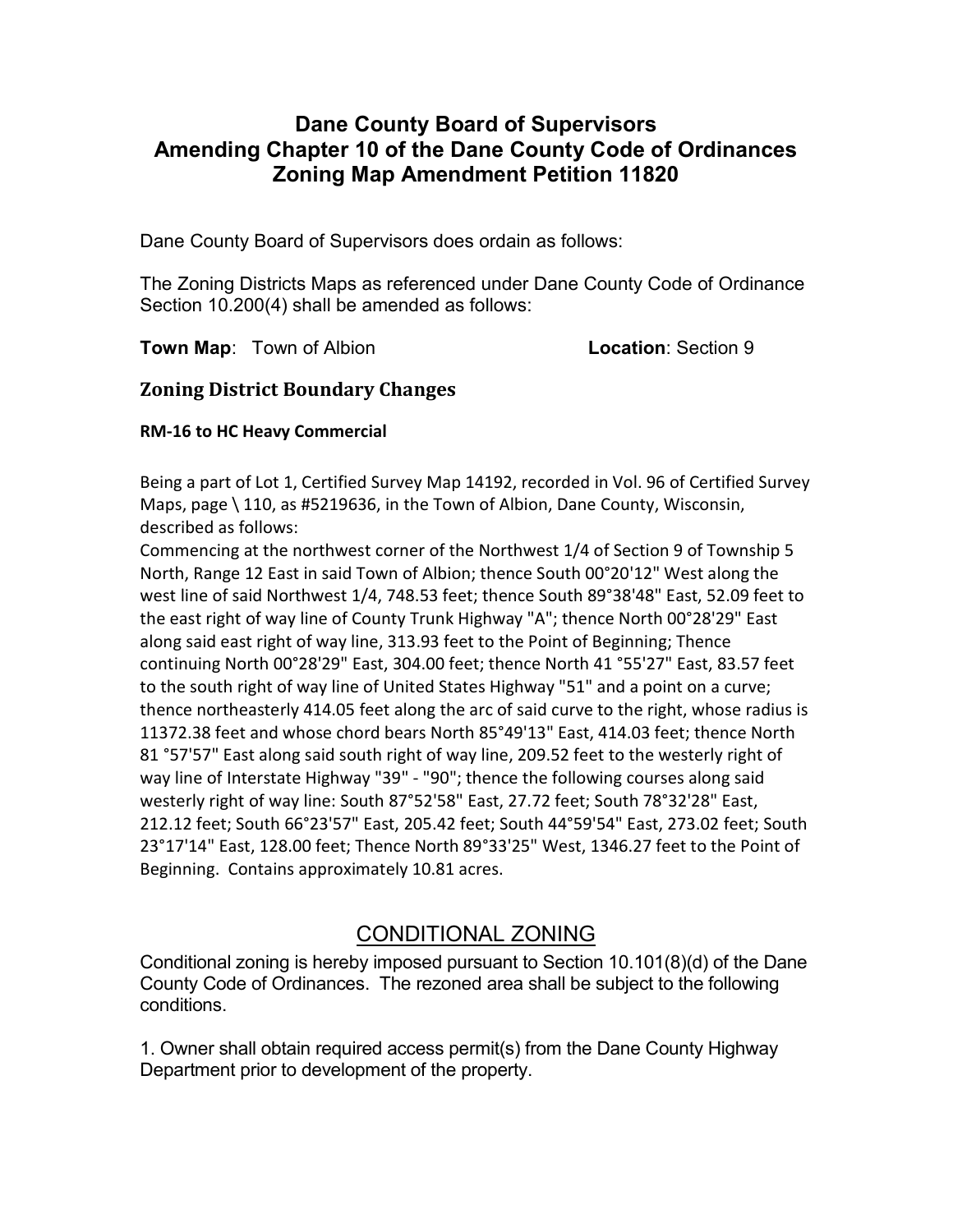# Dane County Board of Supervisors
# Amending Chapter 10 of the Dane County Code of Ordinances
# Zoning Map Amendment Petition 11820

Dane County Board of Supervisors does ordain as follows:

The Zoning Districts Maps as referenced under Dane County Code of Ordinance Section 10.200(4) shall be amended as follows:

**Town Map**: Town of Albion **Location**: Section 9

## Zoning District Boundary Changes

### RM-16 to HC Heavy Commercial

Being a part of Lot 1, Certified Survey Map 14192, recorded in Vol. 96 of Certified Survey Maps, page \ 110, as #5219636, in the Town of Albion, Dane County, Wisconsin, described as follows:

Commencing at the northwest corner of the Northwest 1/4 of Section 9 of Township 5 North, Range 12 East in said Town of Albion; thence South 00°20'12" West along the west line of said Northwest 1/4, 748.53 feet; thence South 89°38'48" East, 52.09 feet to the east right of way line of County Trunk Highway "A"; thence North 00°28'29" East along said east right of way line, 313.93 feet to the Point of Beginning; Thence continuing North 00°28'29" East, 304.00 feet; thence North 41 °55'27" East, 83.57 feet to the south right of way line of United States Highway "51" and a point on a curve; thence northeasterly 414.05 feet along the arc of said curve to the right, whose radius is 11372.38 feet and whose chord bears North 85°49'13" East, 414.03 feet; thence North 81 °57'57" East along said south right of way line, 209.52 feet to the westerly right of way line of Interstate Highway "39" - "90"; thence the following courses along said westerly right of way line: South 87°52'58" East, 27.72 feet; South 78°32'28" East, 212.12 feet; South 66°23'57" East, 205.42 feet; South 44°59'54" East, 273.02 feet; South 23°17'14" East, 128.00 feet; Thence North 89°33'25" West, 1346.27 feet to the Point of Beginning. Contains approximately 10.81 acres.

## CONDITIONAL ZONING

Conditional zoning is hereby imposed pursuant to Section 10.101(8)(d) of the Dane County Code of Ordinances. The rezoned area shall be subject to the following conditions.

1. Owner shall obtain required access permit(s) from the Dane County Highway Department prior to development of the property.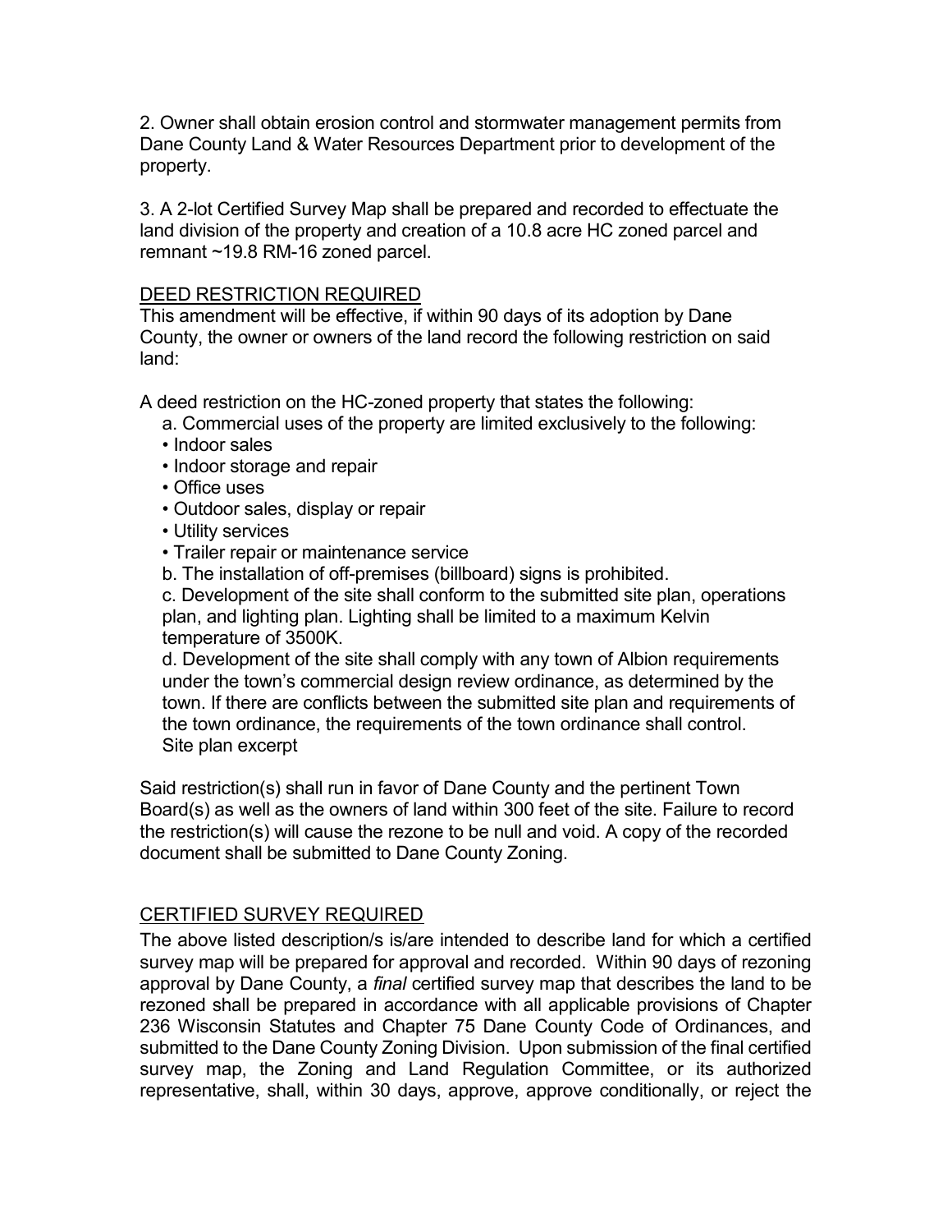2. Owner shall obtain erosion control and stormwater management permits from Dane County Land & Water Resources Department prior to development of the property.

3. A 2-lot Certified Survey Map shall be prepared and recorded to effectuate the land division of the property and creation of a 10.8 acre HC zoned parcel and remnant ~19.8 RM-16 zoned parcel.

DEED RESTRICTION REQUIRED

This amendment will be effective, if within 90 days of its adoption by Dane County, the owner or owners of the land record the following restriction on said land:

A deed restriction on the HC-zoned property that states the following:

a. Commercial uses of the property are limited exclusively to the following:
- Indoor sales
- Indoor storage and repair
- Office uses
- Outdoor sales, display or repair
- Utility services
- Trailer repair or maintenance service

b. The installation of off-premises (billboard) signs is prohibited.

c. Development of the site shall conform to the submitted site plan, operations plan, and lighting plan. Lighting shall be limited to a maximum Kelvin temperature of 3500K.

d. Development of the site shall comply with any town of Albion requirements under the town's commercial design review ordinance, as determined by the town. If there are conflicts between the submitted site plan and requirements of the town ordinance, the requirements of the town ordinance shall control.
Site plan excerpt

Said restriction(s) shall run in favor of Dane County and the pertinent Town Board(s) as well as the owners of land within 300 feet of the site. Failure to record the restriction(s) will cause the rezone to be null and void. A copy of the recorded document shall be submitted to Dane County Zoning.

CERTIFIED SURVEY REQUIRED

The above listed description/s is/are intended to describe land for which a certified survey map will be prepared for approval and recorded. Within 90 days of rezoning approval by Dane County, a *final* certified survey map that describes the land to be rezoned shall be prepared in accordance with all applicable provisions of Chapter 236 Wisconsin Statutes and Chapter 75 Dane County Code of Ordinances, and submitted to the Dane County Zoning Division. Upon submission of the final certified survey map, the Zoning and Land Regulation Committee, or its authorized representative, shall, within 30 days, approve, approve conditionally, or reject the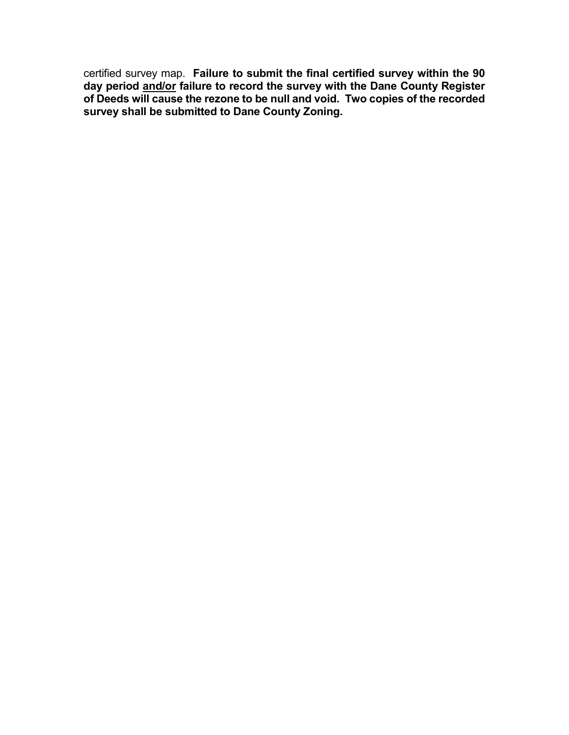certified survey map. **Failure to submit the final certified survey within the 90 day period <u>and/or</u> failure to record the survey with the Dane County Register of Deeds will cause the rezone to be null and void. Two copies of the recorded survey shall be submitted to Dane County Zoning.**